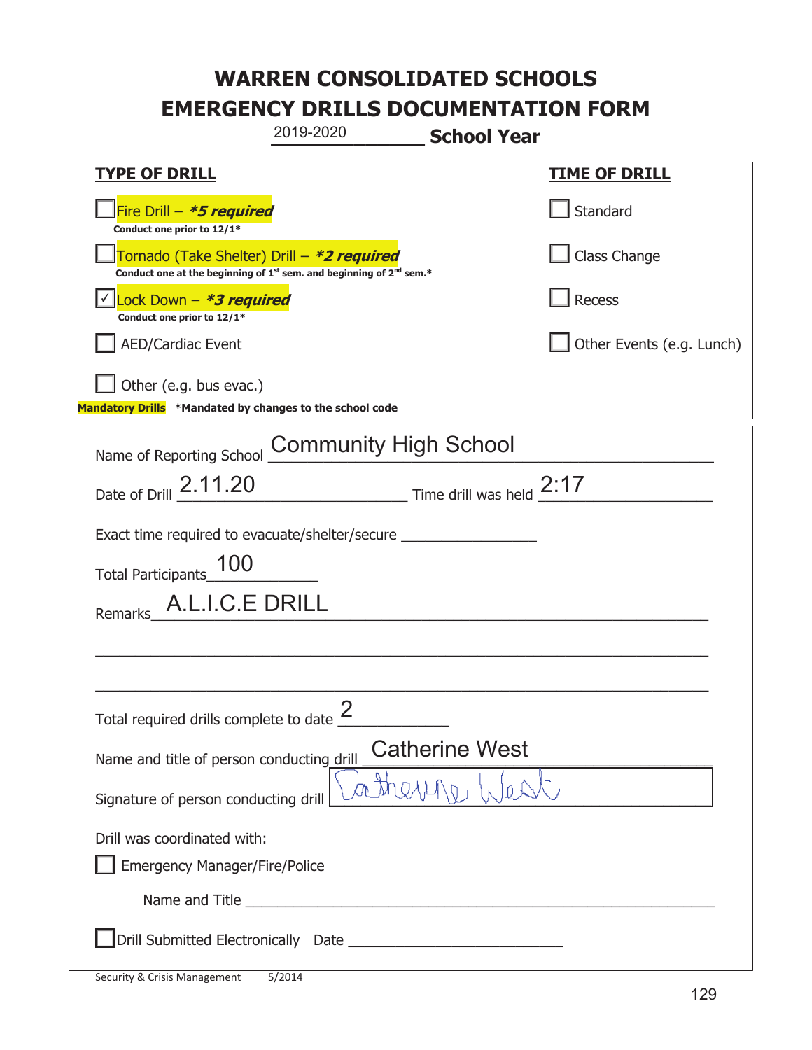# WARREN CONSOLIDATED SCHOOLS
# EMERGENCY DRILLS DOCUMENTATION FORM

2019-2020 **School Year**

| TYPE OF DRILL | TIME OF DRILL |
|---|---|
| ☐ Fire Drill – ***5 required*** <br> **Conduct one prior to 12/1*** | ☐ Standard |
| ☐ Tornado (Take Shelter) Drill – ***2 required*** <br> **Conduct one at the beginning of 1st sem. and beginning of 2nd sem.*** | ☐ Class Change |
| ☑ Lock Down – ***3 required*** <br> **Conduct one prior to 12/1*** | ☐ Recess |
| ☐ AED/Cardiac Event | ☐ Other Events (e.g. Lunch) |
| ☐ Other (e.g. bus evac.) | |

**Mandatory Drills** **\*Mandated by changes to the school code**

Name of Reporting School: Community High School

Date of Drill: 2.11.20 Time drill was held: 2:17

Exact time required to evacuate/shelter/secure: ________________

Total Participants: 100

Remarks: A.L.I.C.E DRILL

Total required drills complete to date: 2

Name and title of person conducting drill: Catherine West

Signature of person conducting drill: Catherine West

Drill was coordinated with:

☐ Emergency Manager/Fire/Police

Name and Title ________________________________

☐ Drill Submitted Electronically Date ________________________

Security & Crisis Management 5/2014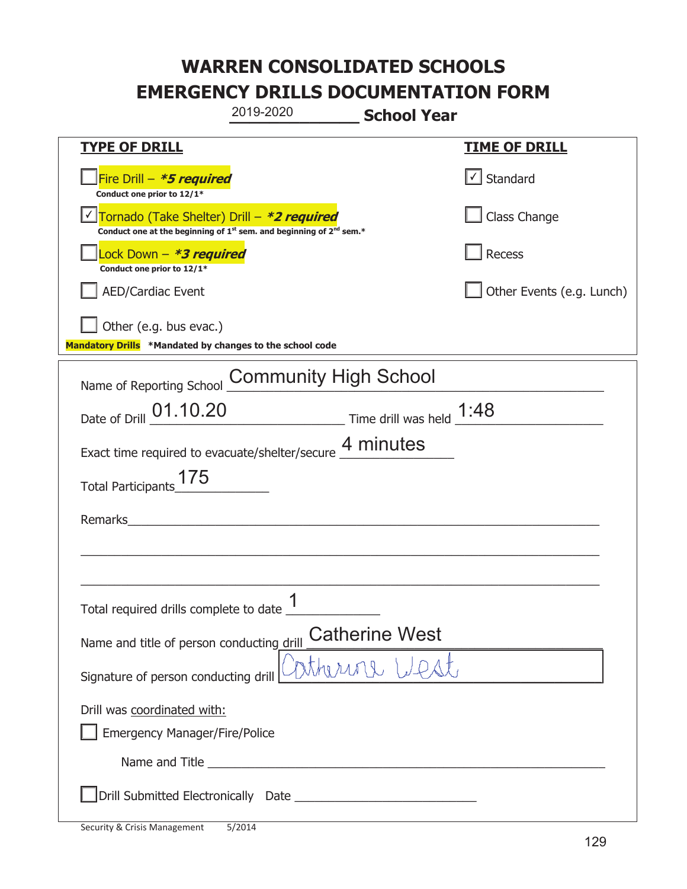# WARREN CONSOLIDATED SCHOOLS
# EMERGENCY DRILLS DOCUMENTATION FORM

2019-2020 **School Year**

| **TYPE OF DRILL** | **TIME OF DRILL** |
|---|---|
| ☐ Fire Drill – ***5 required*** <br> **Conduct one prior to 12/1*** | ☑ Standard |
| ☑ Tornado (Take Shelter) Drill – ***2 required*** <br> **Conduct one at the beginning of 1st sem. and beginning of 2nd sem.*** | ☐ Class Change |
| ☐ Lock Down – ***3 required*** <br> **Conduct one prior to 12/1*** | ☐ Recess |
| ☐ AED/Cardiac Event | ☐ Other Events (e.g. Lunch) |
| ☐ Other (e.g. bus evac.) | |

**Mandatory Drills** ***Mandated by changes to the school code**

Name of Reporting School: Community High School

Date of Drill: 01.10.20 Time drill was held: 1:48

Exact time required to evacuate/shelter/secure: 4 minutes

Total Participants: 175

Remarks: ______________________________

Total required drills complete to date: 1

Name and title of person conducting drill: Catherine West

Signature of person conducting drill: Catherine West

Drill was coordinated with:

☐ Emergency Manager/Fire/Police

Name and Title ______________________________

☐ Drill Submitted Electronically Date ______________________________

Security & Crisis Management 5/2014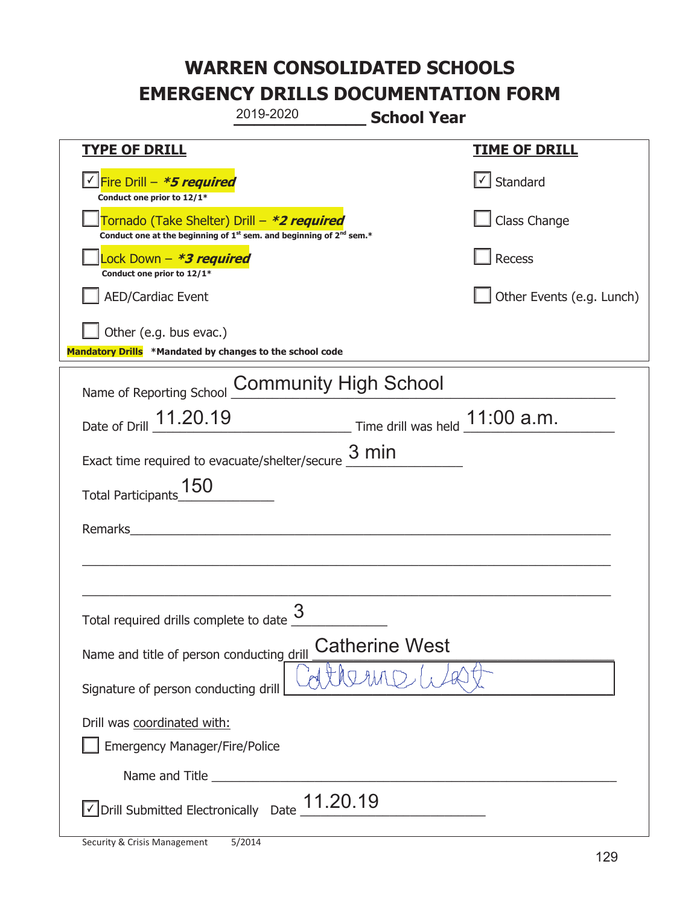# WARREN CONSOLIDATED SCHOOLS
# EMERGENCY DRILLS DOCUMENTATION FORM

2019-2020 **School Year**

| **TYPE OF DRILL** | **TIME OF DRILL** |
|---|---|
| ☑ Fire Drill – ***5 required*** <br> **Conduct one prior to 12/1*** | ☑ Standard |
| ☐ Tornado (Take Shelter) Drill – ***2 required*** <br> **Conduct one at the beginning of 1st sem. and beginning of 2nd sem.*** | ☐ Class Change |
| ☐ Lock Down – ***3 required*** <br> **Conduct one prior to 12/1*** | ☐ Recess |
| ☐ AED/Cardiac Event | ☐ Other Events (e.g. Lunch) |
| ☐ Other (e.g. bus evac.) | |

**Mandatory Drills** ***Mandated by changes to the school code**

Name of Reporting School: Community High School

Date of Drill: 11.20.19 Time drill was held: 11:00 a.m.

Exact time required to evacuate/shelter/secure: 3 min

Total Participants: 150

Remarks: ______________________________

Total required drills complete to date: 3

Name and title of person conducting drill: Catherine West

Signature of person conducting drill: Catherine West

Drill was coordinated with:

☐ Emergency Manager/Fire/Police

Name and Title ______________________________

☑ Drill Submitted Electronically Date: 11.20.19

Security & Crisis Management 5/2014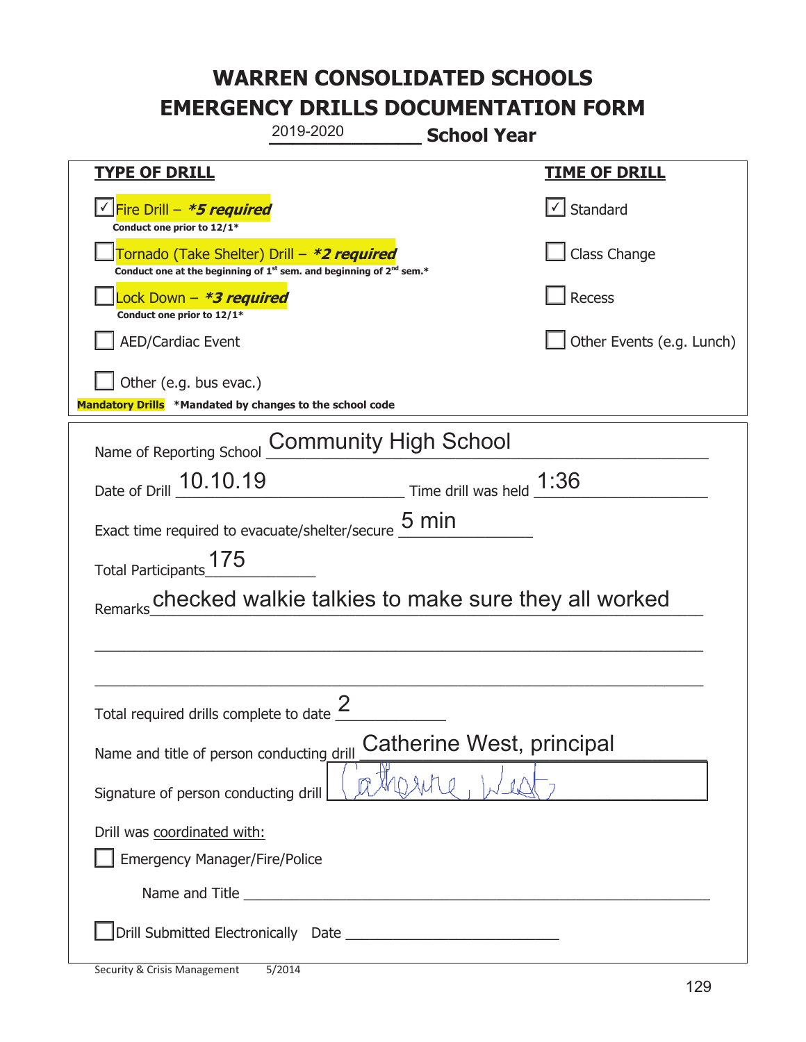# WARREN CONSOLIDATED SCHOOLS
# EMERGENCY DRILLS DOCUMENTATION FORM

2019-2020 **School Year**

| **TYPE OF DRILL** | **TIME OF DRILL** |
|---|---|
| ☑ Fire Drill – ***5 required***<br>**Conduct one prior to 12/1*** | ☑ Standard |
| ☐ Tornado (Take Shelter) Drill – ***2 required***<br>**Conduct one at the beginning of 1st sem. and beginning of 2nd sem.*** | ☐ Class Change |
| ☐ Lock Down – ***3 required***<br>**Conduct one prior to 12/1*** | ☐ Recess |
| ☐ AED/Cardiac Event | ☐ Other Events (e.g. Lunch) |
| ☐ Other (e.g. bus evac.) | |

**Mandatory Drills** ***Mandated by changes to the school code**

Name of Reporting School: Community High School

Date of Drill: 10.10.19 Time drill was held: 1:36

Exact time required to evacuate/shelter/secure: 5 min

Total Participants: 175

Remarks: checked walkie talkies to make sure they all worked

Total required drills complete to date: 2

Name and title of person conducting drill: Catherine West, principal

Signature of person conducting drill: Catherine West

Drill was coordinated with:

☐ Emergency Manager/Fire/Police

Name and Title ____________________

☐ Drill Submitted Electronically Date ____________________

Security & Crisis Management 5/2014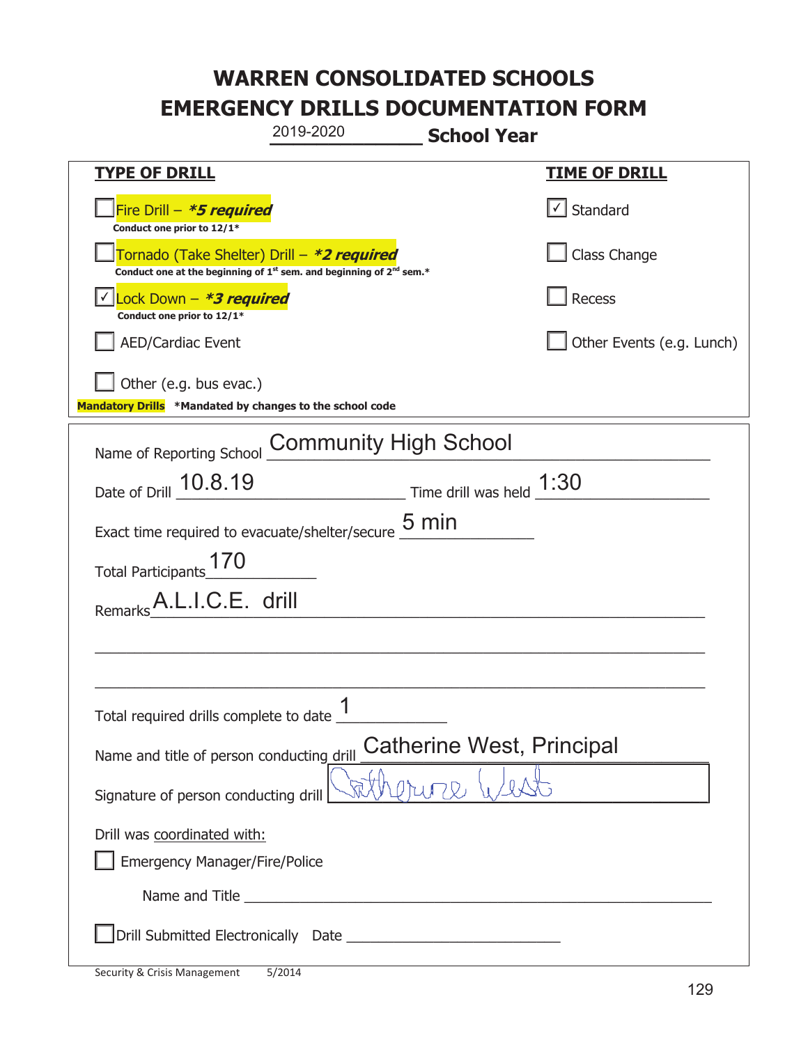# WARREN CONSOLIDATED SCHOOLS
# EMERGENCY DRILLS DOCUMENTATION FORM

2019-2020 **School Year**

| **TYPE OF DRILL** | **TIME OF DRILL** |
|---|---|
| ☐ Fire Drill – ***5 required*** <br> **Conduct one prior to 12/1*** | ☑ Standard |
| ☐ Tornado (Take Shelter) Drill – ***2 required*** <br> **Conduct one at the beginning of 1st sem. and beginning of 2nd sem.*** | ☐ Class Change |
| ☑ Lock Down – ***3 required*** <br> **Conduct one prior to 12/1*** | ☐ Recess |
| ☐ AED/Cardiac Event | ☐ Other Events (e.g. Lunch) |
| ☐ Other (e.g. bus evac.) | |

**Mandatory Drills** **\*Mandated by changes to the school code**

Name of Reporting School: Community High School

Date of Drill: 10.8.19 Time drill was held: 1:30

Exact time required to evacuate/shelter/secure: 5 min

Total Participants: 170

Remarks: A.L.I.C.E. drill

Total required drills complete to date: 1

Name and title of person conducting drill: Catherine West, Principal

Signature of person conducting drill: Catherine West

Drill was coordinated with:

☐ Emergency Manager/Fire/Police

Name and Title ______________________

☐ Drill Submitted Electronically Date ______________________

Security & Crisis Management 5/2014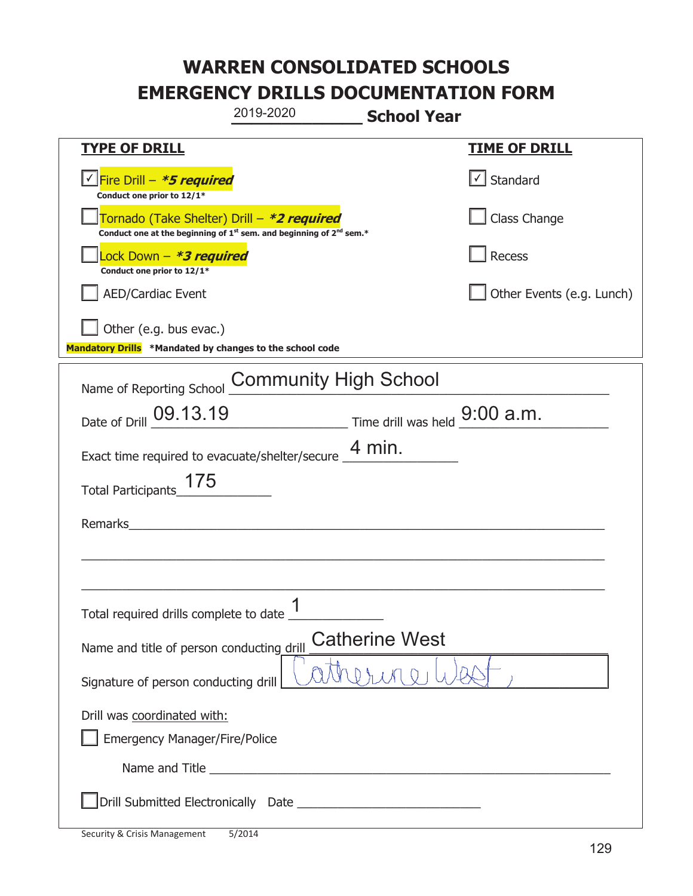# WARREN CONSOLIDATED SCHOOLS
# EMERGENCY DRILLS DOCUMENTATION FORM

2019-2020 **School Year**

| **TYPE OF DRILL** | **TIME OF DRILL** |
|---|---|
| ☑ Fire Drill – ***5 required*** <br> **Conduct one prior to 12/1*** | ☑ Standard |
| ☐ Tornado (Take Shelter) Drill – ***2 required*** <br> **Conduct one at the beginning of 1st sem. and beginning of 2nd sem.*** | ☐ Class Change |
| ☐ Lock Down – ***3 required*** <br> **Conduct one prior to 12/1*** | ☐ Recess |
| ☐ AED/Cardiac Event | ☐ Other Events (e.g. Lunch) |
| ☐ Other (e.g. bus evac.) | |

**Mandatory Drills** ***Mandated by changes to the school code**

Name of Reporting School: Community High School

Date of Drill: 09.13.19   Time drill was held: 9:00 a.m.

Exact time required to evacuate/shelter/secure: 4 min.

Total Participants: 175

Remarks: ______________________________

Total required drills complete to date: 1

Name and title of person conducting drill: Catherine West

Signature of person conducting drill: Catherine West

Drill was coordinated with:

☐ Emergency Manager/Fire/Police

Name and Title ______________________________

☐ Drill Submitted Electronically   Date ______________________________

Security & Crisis Management   5/2014